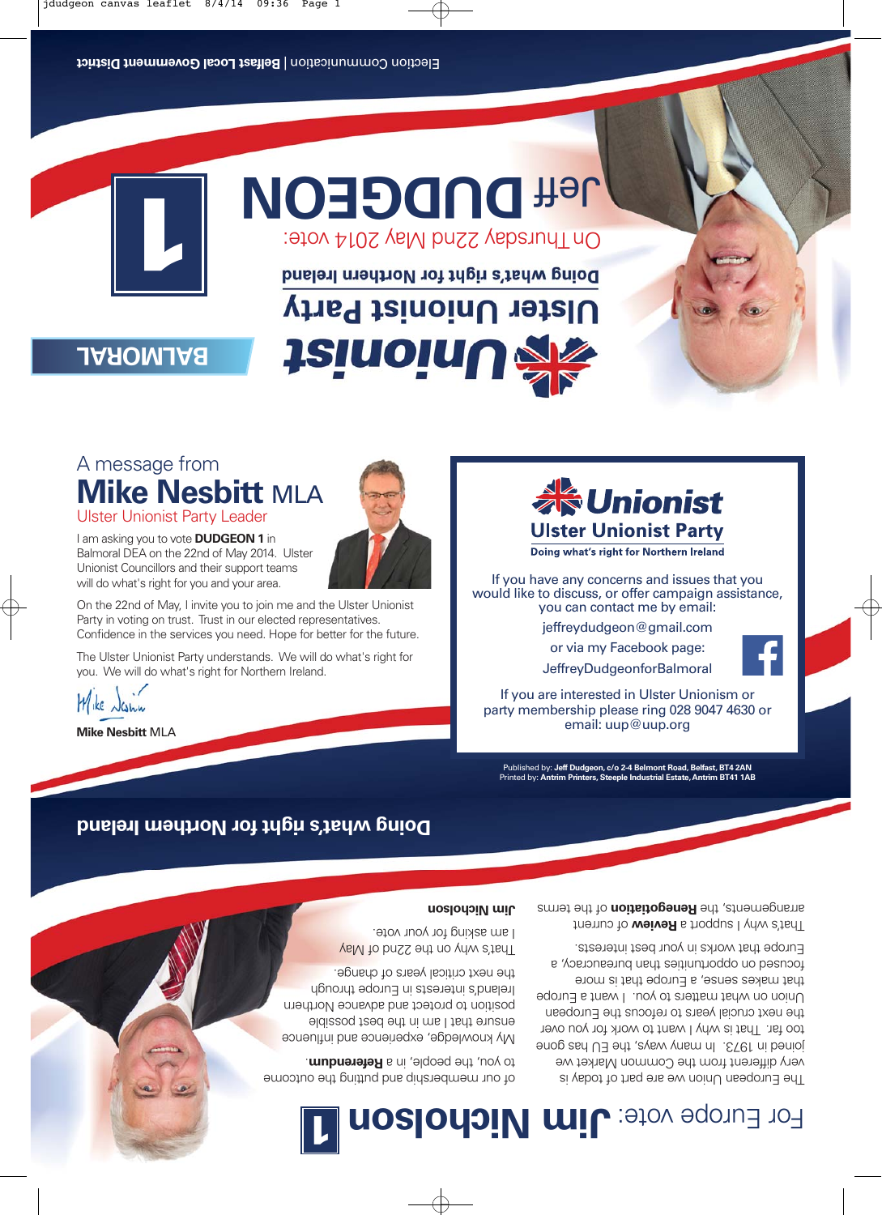Election Communication | **Belfast Local Government District**

# Jeff DUDGEON

1

On Thursday 22nd May 2014 vote:

**Doing what's right for Northern Ireland**

**Ulster Unionist Party**

**Unionist**

**BALMORAL**

## A message from

# Mike Nesbitt MLA

Ulster Unionist Party Leader

I am asking you to vote **DUDGEON 1** in Balmoral DEA on the 22nd of May 2014. Ulster Unionist Councillors and their support teams will do what's right for you and your area.

On the 22nd of May, I invite you to join me and the Ulster Unionist Party in voting on trust. Trust in our elected representatives. Confidence in the services you need. Hope for better for the future.

The Ulster Unionist Party understands. We will do what's right for you. We will do what's right for Northern Ireland.

Mike Nesbitt

**Mike Nesbitt** MLA

**Unionist**

**Ulster Unionist Party**

**Doing what's right for Northern Ireland**

If you have any concerns and issues that you would like to discuss, or offer campaign assistance, you can contact me by email:

jeffreydudgeon@gmail.com

or via my Facebook page:

JeffreyDudgeonforBalmoral

If you are interested in Ulster Unionism or party membership please ring 028 9047 4630 or email: uup@uup.org

Published by: **Jeff Dudgeon, c/o 2-4 Belmont Road, Belfast, BT4 2AN**
Printed by: **Antrim Printers, Steeple Industrial Estate, Antrim BT41 1AB**

**Doing what's right for Northern Ireland**

## For Europe vote: Jim Nicholson 1

The European Union we are part of today is very different from the Common Market we joined in 1973. In many ways, the EU has gone too far. That is why I want to work for you over the next crucial years to refocus the European Union on what matters to you. I want a Europe that makes sense, a Europe that is more focused on opportunities than bureaucracy, a Europe that works in your best interests.

That's why I support a **Review** of current arrangements, the **Renegotiation** of the terms of our membership and putting the outcome to you, the people, in a **Referendum**.

My knowledge, experience and influence ensure that I am in the best possible position to protect and advance Northern Ireland's interests in Europe through the next critical years of change.

That's why on the 22nd of May I am asking for your vote.

**Jim Nicholson**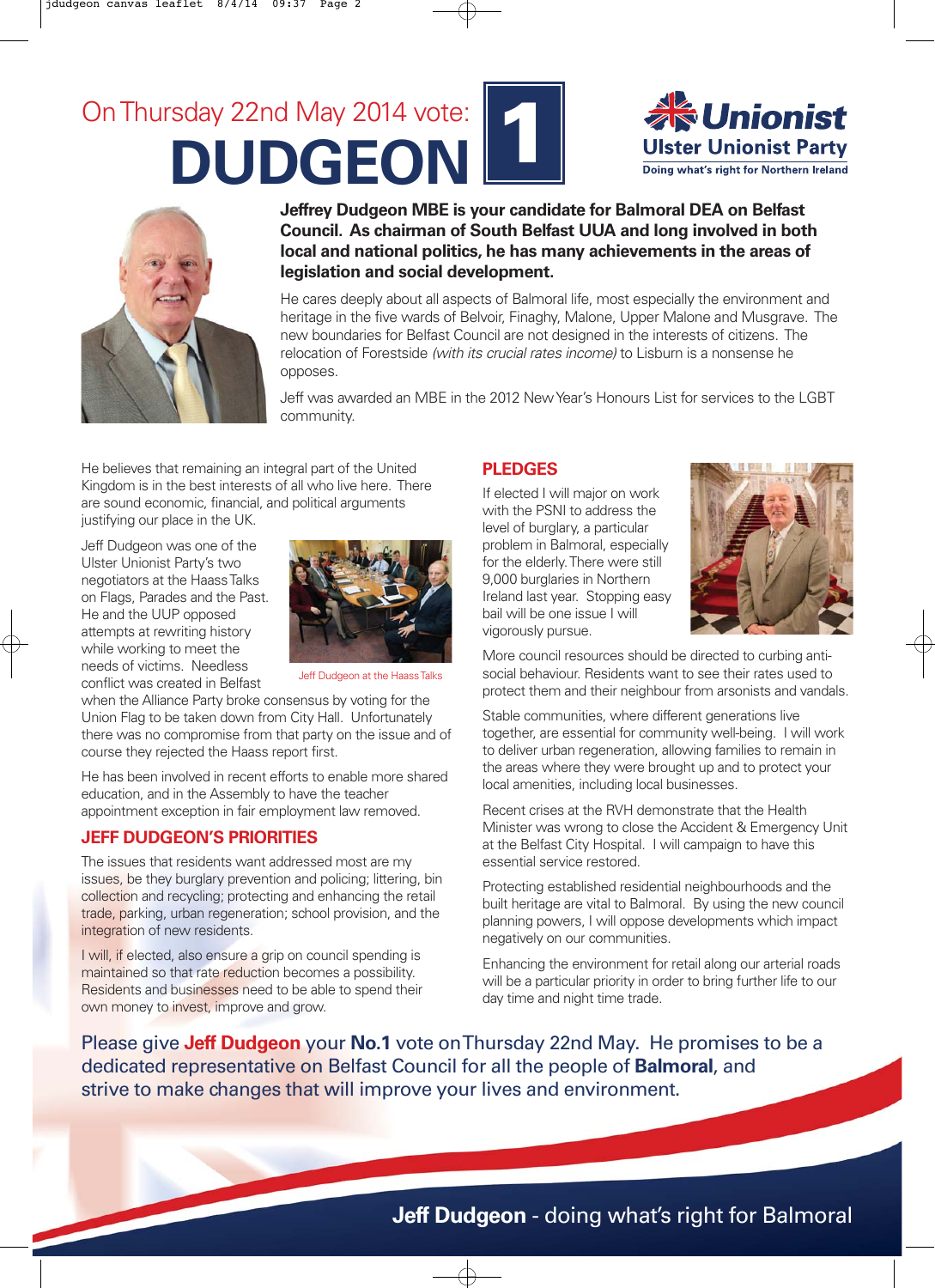On Thursday 22nd May 2014 vote:

# DUDGEON 1

**Unionist**
**Ulster Unionist Party**
**Doing what's right for Northern Ireland**

**Jeffrey Dudgeon MBE is your candidate for Balmoral DEA on Belfast Council. As chairman of South Belfast UUA and long involved in both local and national politics, he has many achievements in the areas of legislation and social development.**

He cares deeply about all aspects of Balmoral life, most especially the environment and heritage in the five wards of Belvoir, Finaghy, Malone, Upper Malone and Musgrave. The new boundaries for Belfast Council are not designed in the interests of citizens. The relocation of Forestside *(with its crucial rates income)* to Lisburn is a nonsense he opposes.

Jeff was awarded an MBE in the 2012 New Year's Honours List for services to the LGBT community.

He believes that remaining an integral part of the United Kingdom is in the best interests of all who live here. There are sound economic, financial, and political arguments justifying our place in the UK.

Jeff Dudgeon was one of the Ulster Unionist Party's two negotiators at the Haass Talks on Flags, Parades and the Past. He and the UUP opposed attempts at rewriting history while working to meet the needs of victims. Needless conflict was created in Belfast when the Alliance Party broke consensus by voting for the Union Flag to be taken down from City Hall. Unfortunately there was no compromise from that party on the issue and of course they rejected the Haass report first.

Jeff Dudgeon at the Haass Talks

He has been involved in recent efforts to enable more shared education, and in the Assembly to have the teacher appointment exception in fair employment law removed.

## JEFF DUDGEON'S PRIORITIES

The issues that residents want addressed most are my issues, be they burglary prevention and policing; littering, bin collection and recycling; protecting and enhancing the retail trade, parking, urban regeneration; school provision, and the integration of new residents.

I will, if elected, also ensure a grip on council spending is maintained so that rate reduction becomes a possibility. Residents and businesses need to be able to spend their own money to invest, improve and grow.

## PLEDGES

If elected I will major on work with the PSNI to address the level of burglary, a particular problem in Balmoral, especially for the elderly. There were still 9,000 burglaries in Northern Ireland last year. Stopping easy bail will be one issue I will vigorously pursue.

More council resources should be directed to curbing anti-social behaviour. Residents want to see their rates used to protect them and their neighbour from arsonists and vandals.

Stable communities, where different generations live together, are essential for community well-being. I will work to deliver urban regeneration, allowing families to remain in the areas where they were brought up and to protect your local amenities, including local businesses.

Recent crises at the RVH demonstrate that the Health Minister was wrong to close the Accident & Emergency Unit at the Belfast City Hospital. I will campaign to have this essential service restored.

Protecting established residential neighbourhoods and the built heritage are vital to Balmoral. By using the new council planning powers, I will oppose developments which impact negatively on our communities.

Enhancing the environment for retail along our arterial roads will be a particular priority in order to bring further life to our day time and night time trade.

Please give **Jeff Dudgeon** your **No.1** vote on Thursday 22nd May. He promises to be a dedicated representative on Belfast Council for all the people of **Balmoral**, and strive to make changes that will improve your lives and environment.

**Jeff Dudgeon** - doing what's right for Balmoral